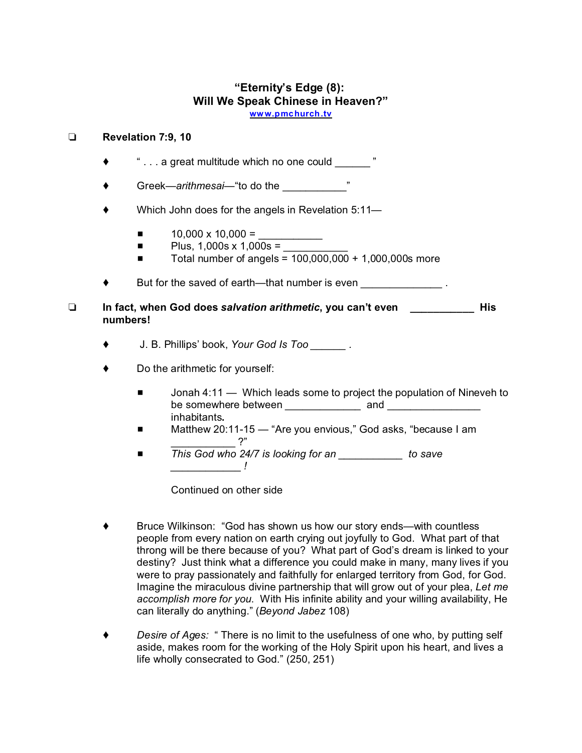# "Eternity's Edge (8): Will We Speak Chinese in Heaven?"

www.pmchurch.tv

- **Revelation 7:9, 10**
  - " . . . a great multitude which no one could ______ "
  - Greek—*arithmesai*—"to do the ___________"
  - Which John does for the angels in Revelation 5:11—
    - 10,000 x 10,000 = ___________
    - Plus, 1,000s x 1,000s = ___________
    - Total number of angels = 100,000,000 + 1,000,000s more
  - But for the saved of earth—that number is even ______________ .

- **In fact, when God does *salvation arithmetic*, you can't even ___________ His numbers!**
  - J. B. Phillips' book, *Your God Is Too ______ .*
  - Do the arithmetic for yourself:
    - Jonah 4:11 — Which leads some to project the population of Nineveh to be somewhere between _____________ and ________________ inhabitants**.**
    - Matthew 20:11-15 — "Are you envious," God asks, "because I am ___________ ?"
    - *This God who 24/7 is looking for an ___________ to save ____________ !*

    Continued on other side

  - Bruce Wilkinson: "God has shown us how our story ends—with countless people from every nation on earth crying out joyfully to God. What part of that throng will be there because of you? What part of God's dream is linked to your destiny? Just think what a difference you could make in many, many lives if you were to pray passionately and faithfully for enlarged territory from God, for God. Imagine the miraculous divine partnership that will grow out of your plea, *Let me accomplish more for you*. With His infinite ability and your willing availability, He can literally do anything." (*Beyond Jabez* 108)
  - *Desire of Ages:* " There is no limit to the usefulness of one who, by putting self aside, makes room for the working of the Holy Spirit upon his heart, and lives a life wholly consecrated to God." (250, 251)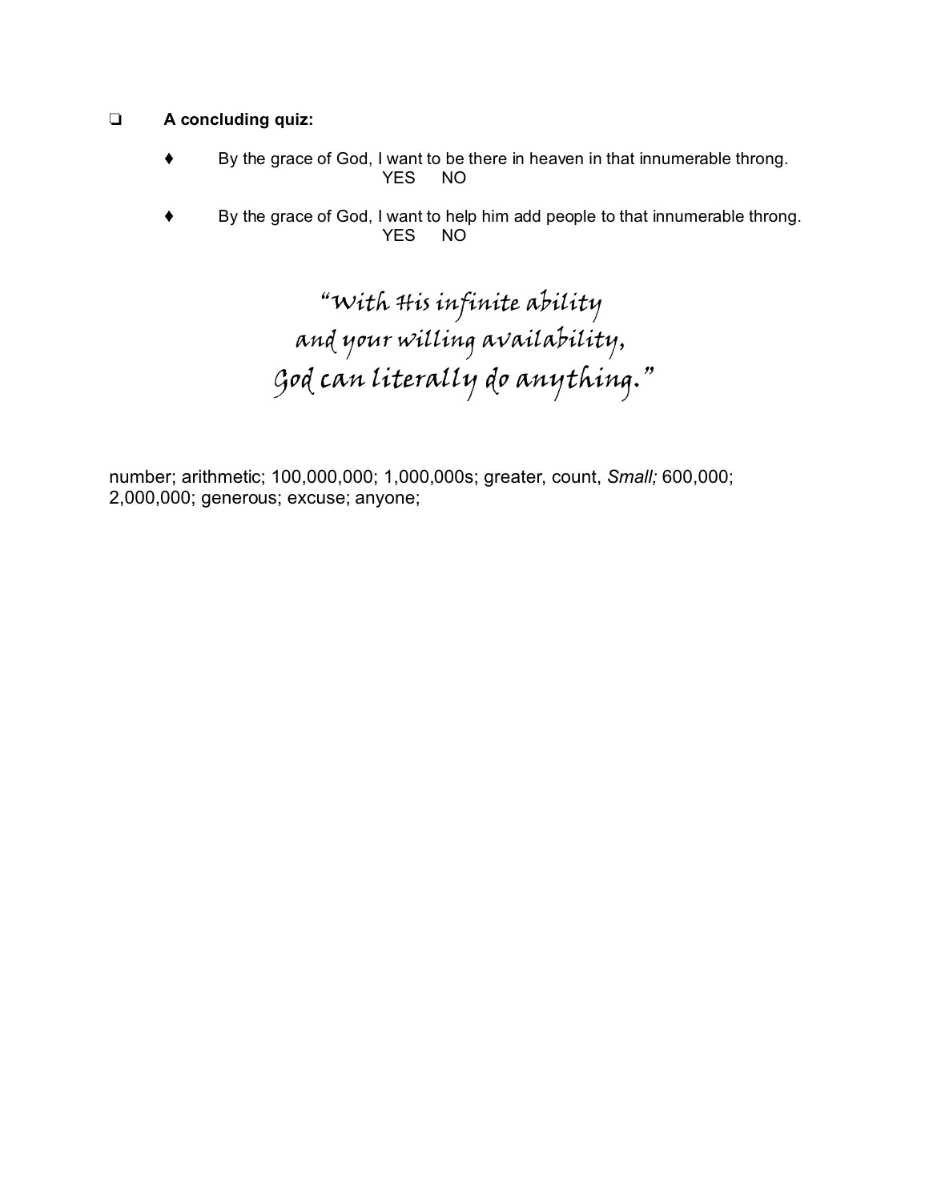- **A concluding quiz:**

  - By the grace of God, I want to be there in heaven in that innumerable throng.
    YES NO

  - By the grace of God, I want to help him add people to that innumerable throng.
    YES NO

*"With His infinite ability*
*and your willing availability,*
*God can literally do anything."*

number; arithmetic; 100,000,000; 1,000,000s; greater, count, *Small;* 600,000; 2,000,000; generous; excuse; anyone;